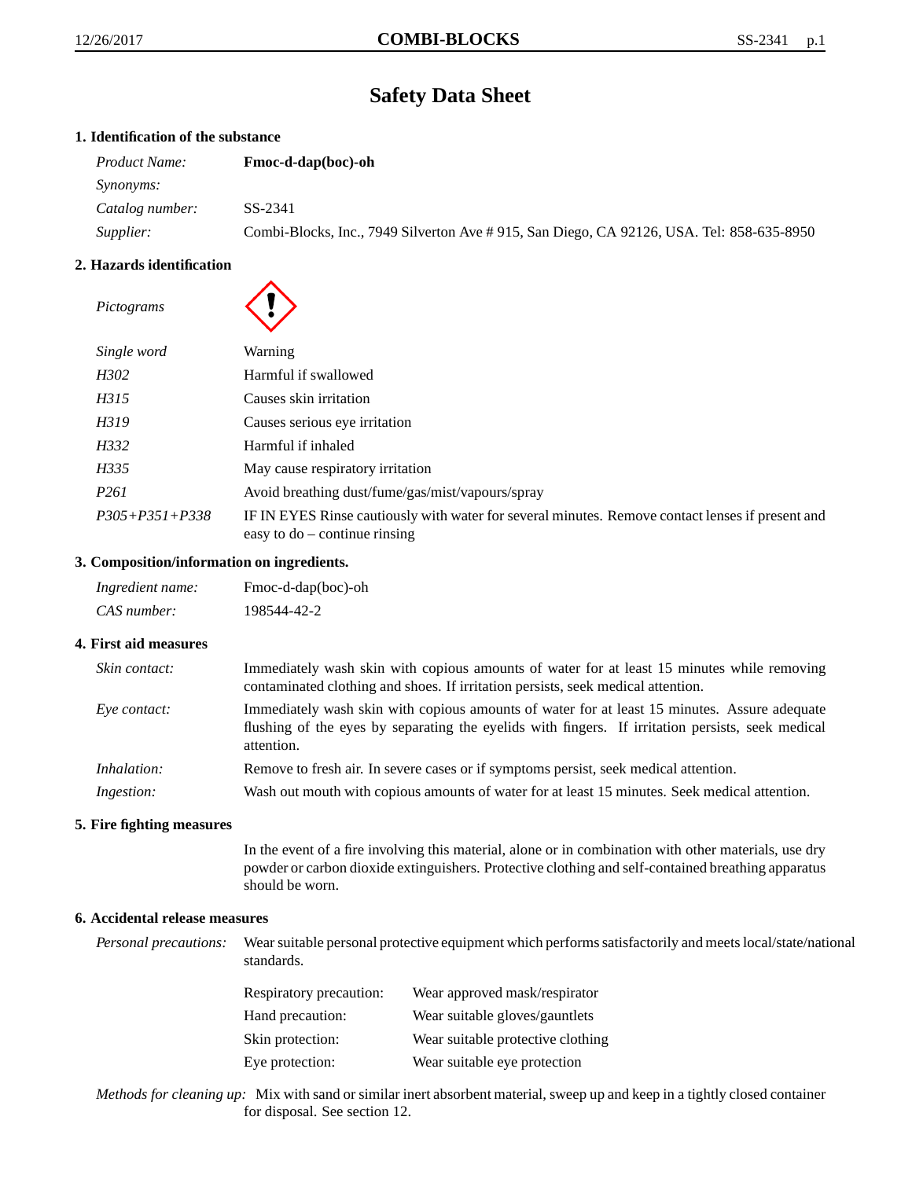# Safety Data Sheet

## 1. Identification of the substance

| | |
|---|---|
| *Product Name:* | **Fmoc-d-dap(boc)-oh** |
| *Synonyms:* | |
| *Catalog number:* | SS-2341 |
| *Supplier:* | Combi-Blocks, Inc., 7949 Silverton Ave # 915, San Diego, CA 92126, USA. Tel: 858-635-8950 |

## 2. Hazards identification

| | |
|---|---|
| *Pictograms* | |
| *Single word* | Warning |
| *H302* | Harmful if swallowed |
| *H315* | Causes skin irritation |
| *H319* | Causes serious eye irritation |
| *H332* | Harmful if inhaled |
| *H335* | May cause respiratory irritation |
| *P261* | Avoid breathing dust/fume/gas/mist/vapours/spray |
| *P305+P351+P338* | IF IN EYES Rinse cautiously with water for several minutes. Remove contact lenses if present and easy to do – continue rinsing |

## 3. Composition/information on ingredients.

| | |
|---|---|
| *Ingredient name:* | Fmoc-d-dap(boc)-oh |
| *CAS number:* | 198544-42-2 |

## 4. First aid measures

| | |
|---|---|
| *Skin contact:* | Immediately wash skin with copious amounts of water for at least 15 minutes while removing contaminated clothing and shoes. If irritation persists, seek medical attention. |
| *Eye contact:* | Immediately wash skin with copious amounts of water for at least 15 minutes. Assure adequate flushing of the eyes by separating the eyelids with fingers. If irritation persists, seek medical attention. |
| *Inhalation:* | Remove to fresh air. In severe cases or if symptoms persist, seek medical attention. |
| *Ingestion:* | Wash out mouth with copious amounts of water for at least 15 minutes. Seek medical attention. |

## 5. Fire fighting measures

In the event of a fire involving this material, alone or in combination with other materials, use dry powder or carbon dioxide extinguishers. Protective clothing and self-contained breathing apparatus should be worn.

## 6. Accidental release measures

*Personal precautions:* Wear suitable personal protective equipment which performs satisfactorily and meets local/state/national standards.

| | |
|---|---|
| Respiratory precaution: | Wear approved mask/respirator |
| Hand precaution: | Wear suitable gloves/gauntlets |
| Skin protection: | Wear suitable protective clothing |
| Eye protection: | Wear suitable eye protection |

*Methods for cleaning up:* Mix with sand or similar inert absorbent material, sweep up and keep in a tightly closed container for disposal. See section 12.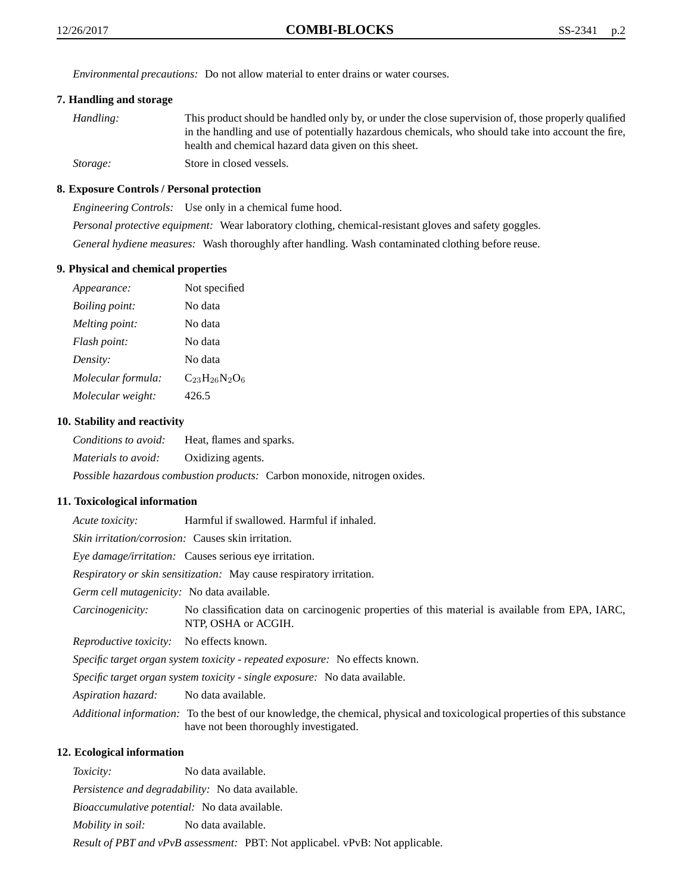*Environmental precautions:* Do not allow material to enter drains or water courses.

### 7. Handling and storage

*Handling:* This product should be handled only by, or under the close supervision of, those properly qualified in the handling and use of potentially hazardous chemicals, who should take into account the fire, health and chemical hazard data given on this sheet.

*Storage:* Store in closed vessels.

### 8. Exposure Controls / Personal protection

*Engineering Controls:* Use only in a chemical fume hood.

*Personal protective equipment:* Wear laboratory clothing, chemical-resistant gloves and safety goggles.

*General hydiene measures:* Wash thoroughly after handling. Wash contaminated clothing before reuse.

### 9. Physical and chemical properties

*Appearance:* Not specified

*Boiling point:* No data

*Melting point:* No data

*Flash point:* No data

*Density:* No data

*Molecular formula:* $C_{23}H_{26}N_2O_6$

*Molecular weight:* 426.5

### 10. Stability and reactivity

*Conditions to avoid:* Heat, flames and sparks.

*Materials to avoid:* Oxidizing agents.

*Possible hazardous combustion products:* Carbon monoxide, nitrogen oxides.

### 11. Toxicological information

*Acute toxicity:* Harmful if swallowed. Harmful if inhaled.

*Skin irritation/corrosion:* Causes skin irritation.

*Eye damage/irritation:* Causes serious eye irritation.

*Respiratory or skin sensitization:* May cause respiratory irritation.

*Germ cell mutagenicity:* No data available.

*Carcinogenicity:* No classification data on carcinogenic properties of this material is available from EPA, IARC, NTP, OSHA or ACGIH.

*Reproductive toxicity:* No effects known.

*Specific target organ system toxicity - repeated exposure:* No effects known.

*Specific target organ system toxicity - single exposure:* No data available.

*Aspiration hazard:* No data available.

*Additional information:* To the best of our knowledge, the chemical, physical and toxicological properties of this substance have not been thoroughly investigated.

### 12. Ecological information

*Toxicity:* No data available.

*Persistence and degradability:* No data available.

*Bioaccumulative potential:* No data available.

*Mobility in soil:* No data available.

*Result of PBT and vPvB assessment:* PBT: Not applicabel. vPvB: Not applicable.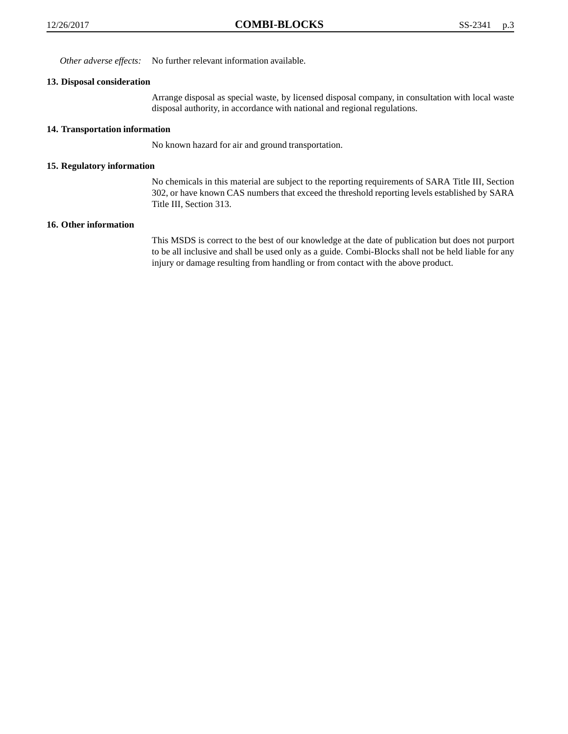*Other adverse effects:* No further relevant information available.

## 13. Disposal consideration

Arrange disposal as special waste, by licensed disposal company, in consultation with local waste disposal authority, in accordance with national and regional regulations.

## 14. Transportation information

No known hazard for air and ground transportation.

## 15. Regulatory information

No chemicals in this material are subject to the reporting requirements of SARA Title III, Section 302, or have known CAS numbers that exceed the threshold reporting levels established by SARA Title III, Section 313.

## 16. Other information

This MSDS is correct to the best of our knowledge at the date of publication but does not purport to be all inclusive and shall be used only as a guide. Combi-Blocks shall not be held liable for any injury or damage resulting from handling or from contact with the above product.